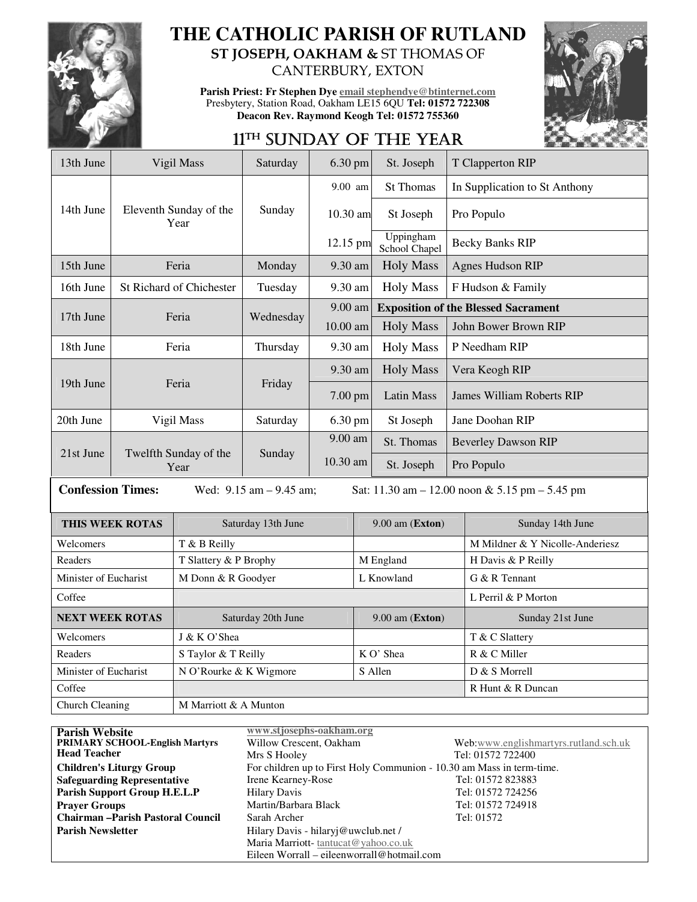# THE CATHOLIC PARISH OF RUTLAND

**ST JOSEPH, OAKHAM &** ST THOMAS OF CANTERBURY, EXTON

**Parish Priest: Fr Stephen Dye** email stephendye@btinternet.com
Presbytery, Station Road, Oakham LE15 6QU **Tel: 01572 722308**
**Deacon Rev. Raymond Keogh Tel: 01572 755360**

## 11TH SUNDAY OF THE YEAR

| Date | Celebration | Day | Time | Place | Intention |
|---|---|---|---|---|---|
| 13th June | Vigil Mass | Saturday | 6.30 pm | St. Joseph | T Clapperton RIP |
| 14th June | Eleventh Sunday of the Year | Sunday | 9.00 am | St Thomas | In Supplication to St Anthony |
| | | | 10.30 am | St Joseph | Pro Populo |
| | | | 12.15 pm | Uppingham School Chapel | Becky Banks RIP |
| 15th June | Feria | Monday | 9.30 am | Holy Mass | Agnes Hudson RIP |
| 16th June | St Richard of Chichester | Tuesday | 9.30 am | Holy Mass | F Hudson & Family |
| 17th June | Feria | Wednesday | 9.00 am | **Exposition of the Blessed Sacrament** | |
| | | | 10.00 am | Holy Mass | John Bower Brown RIP |
| 18th June | Feria | Thursday | 9.30 am | Holy Mass | P Needham RIP |
| 19th June | Feria | Friday | 9.30 am | Holy Mass | Vera Keogh RIP |
| | | | 7.00 pm | Latin Mass | James William Roberts RIP |
| 20th June | Vigil Mass | Saturday | 6.30 pm | St Joseph | Jane Doohan RIP |
| 21st June | Twelfth Sunday of the Year | Sunday | 9.00 am | St. Thomas | Beverley Dawson RIP |
| | | | 10.30 am | St. Joseph | Pro Populo |

**Confession Times:** Wed: 9.15 am – 9.45 am; Sat: 11.30 am – 12.00 noon & 5.15 pm – 5.45 pm

| **THIS WEEK ROTAS** | Saturday 13th June | 9.00 am (**Exton**) | Sunday 14th June |
|---|---|---|---|
| Welcomers | T & B Reilly | | M Mildner & Y Nicolle-Anderiesz |
| Readers | T Slattery & P Brophy | M England | H Davis & P Reilly |
| Minister of Eucharist | M Donn & R Goodyer | L Knowland | G & R Tennant |
| Coffee | | | L Perril & P Morton |
| **NEXT WEEK ROTAS** | Saturday 20th June | 9.00 am (**Exton**) | Sunday 21st June |
| Welcomers | J & K O'Shea | | T & C Slattery |
| Readers | S Taylor & T Reilly | K O' Shea | R & C Miller |
| Minister of Eucharist | N O'Rourke & K Wigmore | S Allen | D & S Morrell |
| Coffee | | | R Hunt & R Duncan |
| Church Cleaning | M Marriott & A Munton | | |

| | | |
|---|---|---|
| **Parish Website** | www.stjosephs-oakham.org | |
| **PRIMARY SCHOOL-English Martyrs** | Willow Crescent, Oakham | Web:www.englishmartyrs.rutland.sch.uk |
| **Head Teacher** | Mrs S Hooley | Tel: 01572 722400 |
| **Children's Liturgy Group** | For children up to First Holy Communion - 10.30 am Mass in term-time. | |
| **Safeguarding Representative** | Irene Kearney-Rose | Tel: 01572 823883 |
| **Parish Support Group H.E.L.P** | Hilary Davis | Tel: 01572 724256 |
| **Prayer Groups** | Martin/Barbara Black | Tel: 01572 724918 |
| **Chairman –Parish Pastoral Council** | Sarah Archer | Tel: 01572 |
| **Parish Newsletter** | Hilary Davis - hilaryj@uwclub.net / Maria Marriott- tantucat@yahoo.co.uk Eileen Worrall – eileenworrall@hotmail.com | |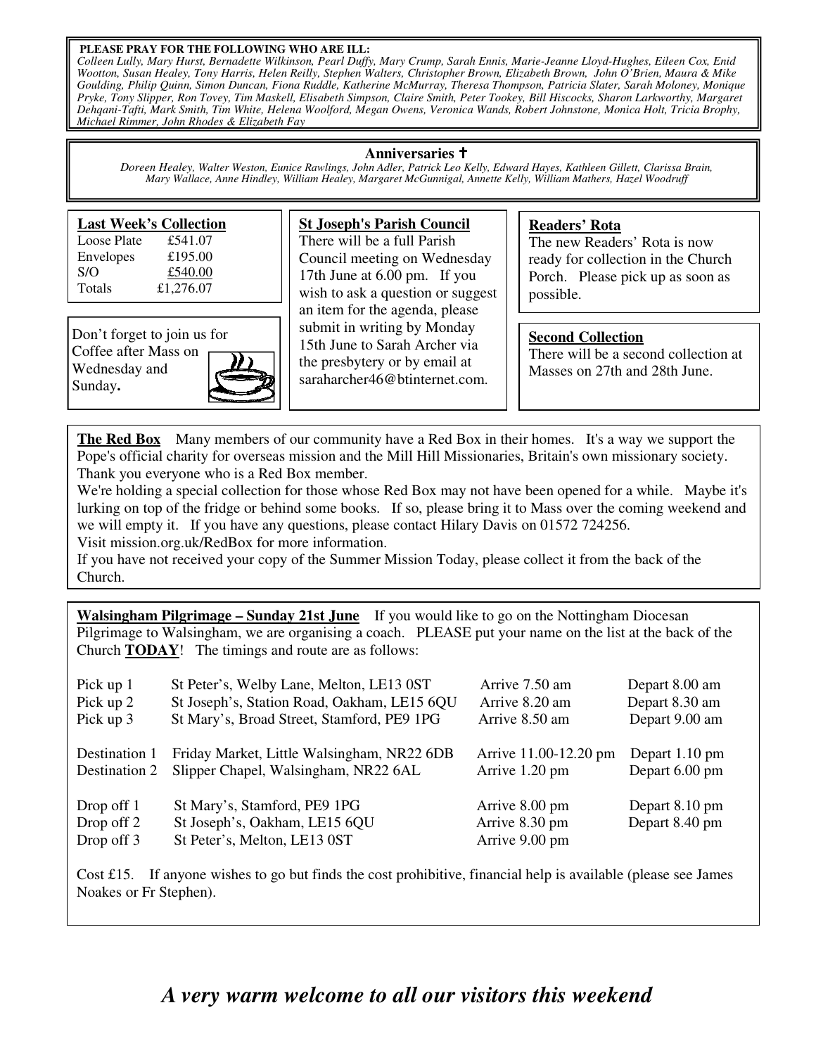**PLEASE PRAY FOR THE FOLLOWING WHO ARE ILL:**

*Colleen Lully, Mary Hurst, Bernadette Wilkinson, Pearl Duffy, Mary Crump, Sarah Ennis, Marie-Jeanne Lloyd-Hughes, Eileen Cox, Enid Wootton, Susan Healey, Tony Harris, Helen Reilly, Stephen Walters, Christopher Brown, Elizabeth Brown, John O'Brien, Maura & Mike Goulding, Philip Quinn, Simon Duncan, Fiona Ruddle, Katherine McMurray, Theresa Thompson, Patricia Slater, Sarah Moloney, Monique Pryke, Tony Slipper, Ron Tovey, Tim Maskell, Elisabeth Simpson, Claire Smith, Peter Tookey, Bill Hiscocks, Sharon Larkworthy, Margaret Dehqani-Tafti, Mark Smith, Tim White, Helena Woolford, Megan Owens, Veronica Wands, Robert Johnstone, Monica Holt, Tricia Brophy, Michael Rimmer, John Rhodes & Elizabeth Fay*

**Anniversaries ✝**

*Doreen Healey, Walter Weston, Eunice Rawlings, John Adler, Patrick Leo Kelly, Edward Hayes, Kathleen Gillett, Clarissa Brain, Mary Wallace, Anne Hindley, William Healey, Margaret McGunnigal, Annette Kelly, William Mathers, Hazel Woodruff*

**Last Week's Collection**

| | |
|---|---|
| Loose Plate | £541.07 |
| Envelopes | £195.00 |
| S/O | £540.00 |
| Totals | £1,276.07 |

Don't forget to join us for Coffee after Mass on Wednesday and Sunday**.**

**St Joseph's Parish Council**

There will be a full Parish Council meeting on Wednesday 17th June at 6.00 pm. If you wish to ask a question or suggest an item for the agenda, please submit in writing by Monday 15th June to Sarah Archer via the presbytery or by email at saraharcher46@btinternet.com.

**Readers' Rota**

The new Readers' Rota is now ready for collection in the Church Porch. Please pick up as soon as possible.

**Second Collection**

There will be a second collection at Masses on 27th and 28th June.

**The Red Box** Many members of our community have a Red Box in their homes. It's a way we support the Pope's official charity for overseas mission and the Mill Hill Missionaries, Britain's own missionary society. Thank you everyone who is a Red Box member.

We're holding a special collection for those whose Red Box may not have been opened for a while. Maybe it's lurking on top of the fridge or behind some books. If so, please bring it to Mass over the coming weekend and we will empty it. If you have any questions, please contact Hilary Davis on 01572 724256.

Visit mission.org.uk/RedBox for more information.

If you have not received your copy of the Summer Mission Today, please collect it from the back of the Church.

**Walsingham Pilgrimage – Sunday 21st June** If you would like to go on the Nottingham Diocesan Pilgrimage to Walsingham, we are organising a coach. PLEASE put your name on the list at the back of the Church **TODAY**! The timings and route are as follows:

| | | | |
|---|---|---|---|
| Pick up 1 | St Peter's, Welby Lane, Melton, LE13 0ST | Arrive 7.50 am | Depart 8.00 am |
| Pick up 2 | St Joseph's, Station Road, Oakham, LE15 6QU | Arrive 8.20 am | Depart 8.30 am |
| Pick up 3 | St Mary's, Broad Street, Stamford, PE9 1PG | Arrive 8.50 am | Depart 9.00 am |
| Destination 1 | Friday Market, Little Walsingham, NR22 6DB | Arrive 11.00-12.20 pm | Depart 1.10 pm |
| Destination 2 | Slipper Chapel, Walsingham, NR22 6AL | Arrive 1.20 pm | Depart 6.00 pm |
| Drop off 1 | St Mary's, Stamford, PE9 1PG | Arrive 8.00 pm | Depart 8.10 pm |
| Drop off 2 | St Joseph's, Oakham, LE15 6QU | Arrive 8.30 pm | Depart 8.40 pm |
| Drop off 3 | St Peter's, Melton, LE13 0ST | Arrive 9.00 pm | |

Cost £15. If anyone wishes to go but finds the cost prohibitive, financial help is available (please see James Noakes or Fr Stephen).

***A very warm welcome to all our visitors this weekend***